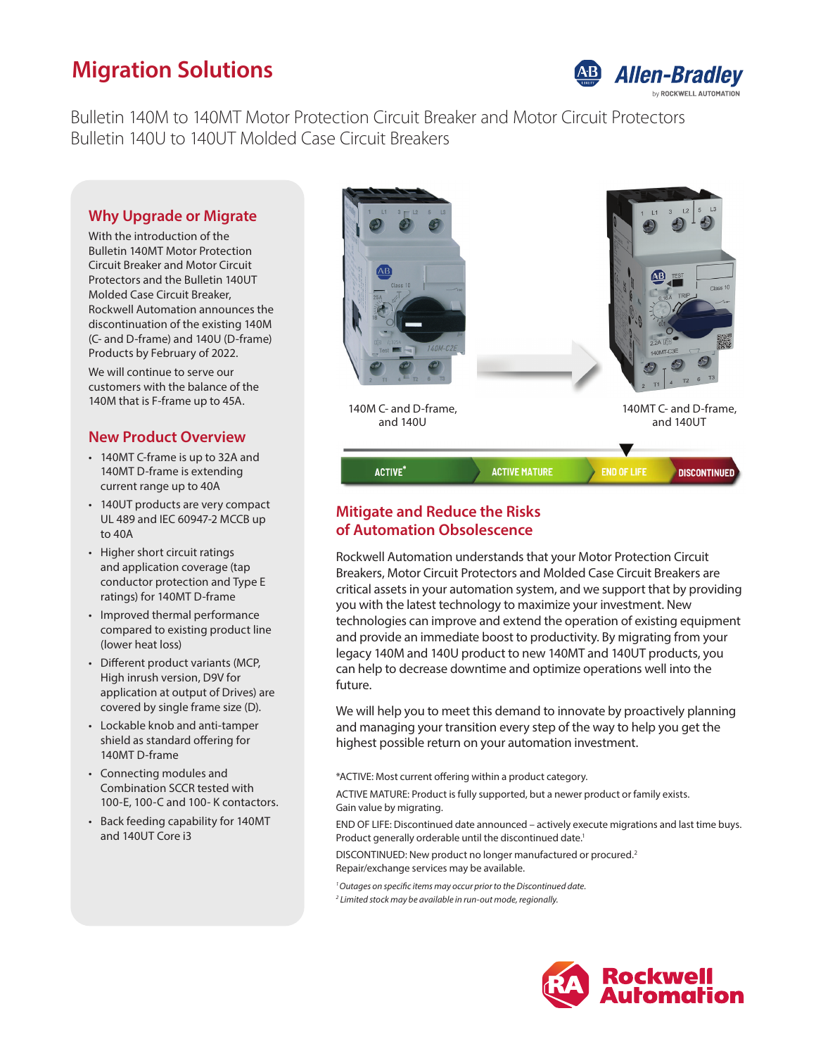# Migration Solutions

Bulletin 140M to 140MT Motor Protection Circuit Breaker and Motor Circuit Protectors
Bulletin 140U to 140UT Molded Case Circuit Breakers

## Why Upgrade or Migrate

With the introduction of the Bulletin 140MT Motor Protection Circuit Breaker and Motor Circuit Protectors and the Bulletin 140UT Molded Case Circuit Breaker, Rockwell Automation announces the discontinuation of the existing 140M (C- and D-frame) and 140U (D-frame) Products by February of 2022.

We will continue to serve our customers with the balance of the 140M that is F-frame up to 45A.

## New Product Overview

- 140MT C-frame is up to 32A and 140MT D-frame is extending current range up to 40A
- 140UT products are very compact UL 489 and IEC 60947-2 MCCB up to 40A
- Higher short circuit ratings and application coverage (tap conductor protection and Type E ratings) for 140MT D-frame
- Improved thermal performance compared to existing product line (lower heat loss)
- Different product variants (MCP, High inrush version, D9V for application at output of Drives) are covered by single frame size (D).
- Lockable knob and anti-tamper shield as standard offering for 140MT D-frame
- Connecting modules and Combination SCCR tested with 100-E, 100-C and 100- K contactors.
- Back feeding capability for 140MT and 140UT Core i3

140M C- and D-frame, and 140U

140MT C- and D-frame, and 140UT

ACTIVE* | ACTIVE MATURE | END OF LIFE | DISCONTINUED

## Mitigate and Reduce the Risks of Automation Obsolescence

Rockwell Automation understands that your Motor Protection Circuit Breakers, Motor Circuit Protectors and Molded Case Circuit Breakers are critical assets in your automation system, and we support that by providing you with the latest technology to maximize your investment. New technologies can improve and extend the operation of existing equipment and provide an immediate boost to productivity. By migrating from your legacy 140M and 140U product to new 140MT and 140UT products, you can help to decrease downtime and optimize operations well into the future.

We will help you to meet this demand to innovate by proactively planning and managing your transition every step of the way to help you get the highest possible return on your automation investment.

*ACTIVE: Most current offering within a product category.

ACTIVE MATURE: Product is fully supported, but a newer product or family exists. Gain value by migrating.

END OF LIFE: Discontinued date announced – actively execute migrations and last time buys. Product generally orderable until the discontinued date.[1]

DISCONTINUED: New product no longer manufactured or procured.[2] Repair/exchange services may be available.

*[1] Outages on specific items may occur prior to the Discontinued date.*
*[2] Limited stock may be available in run-out mode, regionally.*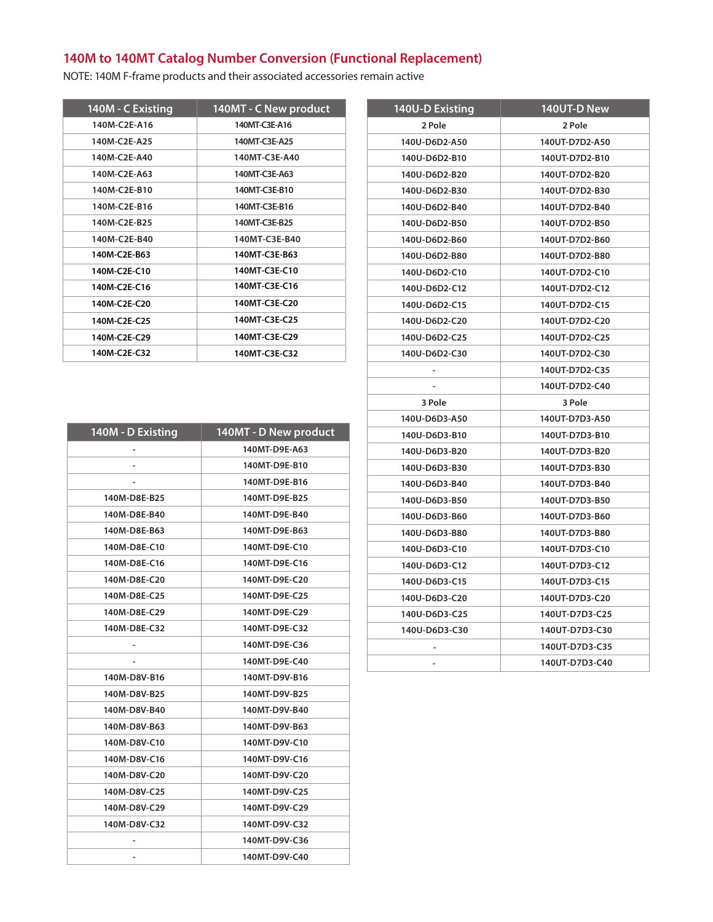## 140M to 140MT Catalog Number Conversion (Functional Replacement)

NOTE: 140M F-frame products and their associated accessories remain active

| 140M - C Existing | 140MT - C New product |
|---|---|
| 140M-C2E-A16 | 140MT-C3E-A16 |
| 140M-C2E-A25 | 140MT-C3E-A25 |
| 140M-C2E-A40 | 140MT-C3E-A40 |
| 140M-C2E-A63 | 140MT-C3E-A63 |
| 140M-C2E-B10 | 140MT-C3E-B10 |
| 140M-C2E-B16 | 140MT-C3E-B16 |
| 140M-C2E-B25 | 140MT-C3E-B25 |
| 140M-C2E-B40 | 140MT-C3E-B40 |
| 140M-C2E-B63 | 140MT-C3E-B63 |
| 140M-C2E-C10 | 140MT-C3E-C10 |
| 140M-C2E-C16 | 140MT-C3E-C16 |
| 140M-C2E-C20 | 140MT-C3E-C20 |
| 140M-C2E-C25 | 140MT-C3E-C25 |
| 140M-C2E-C29 | 140MT-C3E-C29 |
| 140M-C2E-C32 | 140MT-C3E-C32 |

| 140M - D Existing | 140MT - D New product |
|---|---|
| - | 140MT-D9E-A63 |
| - | 140MT-D9E-B10 |
| - | 140MT-D9E-B16 |
| 140M-D8E-B25 | 140MT-D9E-B25 |
| 140M-D8E-B40 | 140MT-D9E-B40 |
| 140M-D8E-B63 | 140MT-D9E-B63 |
| 140M-D8E-C10 | 140MT-D9E-C10 |
| 140M-D8E-C16 | 140MT-D9E-C16 |
| 140M-D8E-C20 | 140MT-D9E-C20 |
| 140M-D8E-C25 | 140MT-D9E-C25 |
| 140M-D8E-C29 | 140MT-D9E-C29 |
| 140M-D8E-C32 | 140MT-D9E-C32 |
| - | 140MT-D9E-C36 |
| - | 140MT-D9E-C40 |
| 140M-D8V-B16 | 140MT-D9V-B16 |
| 140M-D8V-B25 | 140MT-D9V-B25 |
| 140M-D8V-B40 | 140MT-D9V-B40 |
| 140M-D8V-B63 | 140MT-D9V-B63 |
| 140M-D8V-C10 | 140MT-D9V-C10 |
| 140M-D8V-C16 | 140MT-D9V-C16 |
| 140M-D8V-C20 | 140MT-D9V-C20 |
| 140M-D8V-C25 | 140MT-D9V-C25 |
| 140M-D8V-C29 | 140MT-D9V-C29 |
| 140M-D8V-C32 | 140MT-D9V-C32 |
| - | 140MT-D9V-C36 |
| - | 140MT-D9V-C40 |

| 140U-D Existing | 140UT-D New |
|---|---|
| 2 Pole | 2 Pole |
| 140U-D6D2-A50 | 140UT-D7D2-A50 |
| 140U-D6D2-B10 | 140UT-D7D2-B10 |
| 140U-D6D2-B20 | 140UT-D7D2-B20 |
| 140U-D6D2-B30 | 140UT-D7D2-B30 |
| 140U-D6D2-B40 | 140UT-D7D2-B40 |
| 140U-D6D2-B50 | 140UT-D7D2-B50 |
| 140U-D6D2-B60 | 140UT-D7D2-B60 |
| 140U-D6D2-B80 | 140UT-D7D2-B80 |
| 140U-D6D2-C10 | 140UT-D7D2-C10 |
| 140U-D6D2-C12 | 140UT-D7D2-C12 |
| 140U-D6D2-C15 | 140UT-D7D2-C15 |
| 140U-D6D2-C20 | 140UT-D7D2-C20 |
| 140U-D6D2-C25 | 140UT-D7D2-C25 |
| 140U-D6D2-C30 | 140UT-D7D2-C30 |
| - | 140UT-D7D2-C35 |
| - | 140UT-D7D2-C40 |
| 3 Pole | 3 Pole |
| 140U-D6D3-A50 | 140UT-D7D3-A50 |
| 140U-D6D3-B10 | 140UT-D7D3-B10 |
| 140U-D6D3-B20 | 140UT-D7D3-B20 |
| 140U-D6D3-B30 | 140UT-D7D3-B30 |
| 140U-D6D3-B40 | 140UT-D7D3-B40 |
| 140U-D6D3-B50 | 140UT-D7D3-B50 |
| 140U-D6D3-B60 | 140UT-D7D3-B60 |
| 140U-D6D3-B80 | 140UT-D7D3-B80 |
| 140U-D6D3-C10 | 140UT-D7D3-C10 |
| 140U-D6D3-C12 | 140UT-D7D3-C12 |
| 140U-D6D3-C15 | 140UT-D7D3-C15 |
| 140U-D6D3-C20 | 140UT-D7D3-C20 |
| 140U-D6D3-C25 | 140UT-D7D3-C25 |
| 140U-D6D3-C30 | 140UT-D7D3-C30 |
| - | 140UT-D7D3-C35 |
| - | 140UT-D7D3-C40 |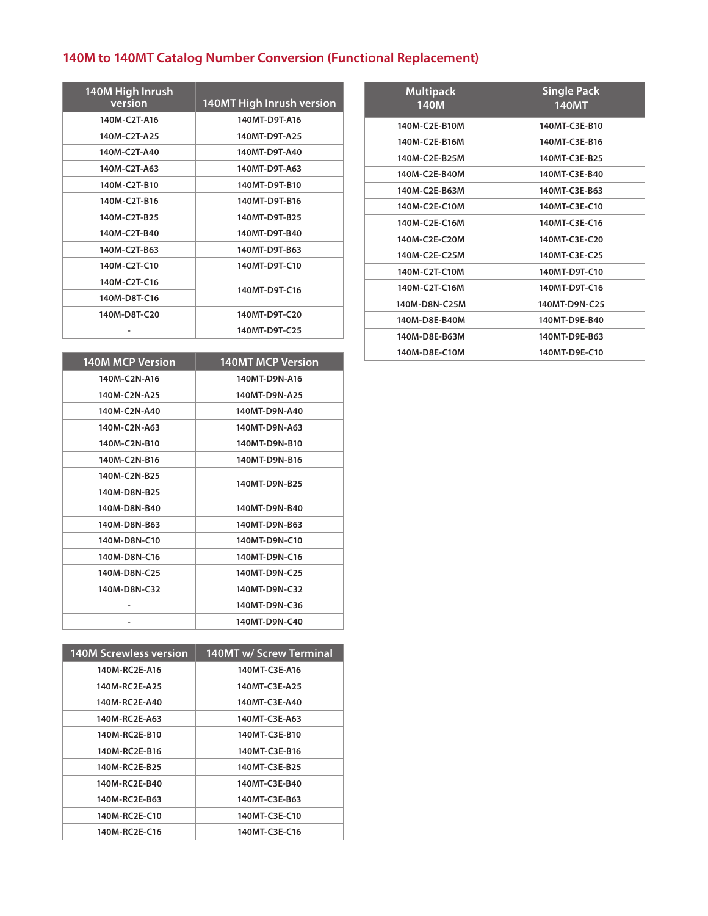## 140M to 140MT Catalog Number Conversion (Functional Replacement)

| 140M High Inrush version | 140MT High Inrush version |
|---|---|
| 140M-C2T-A16 | 140MT-D9T-A16 |
| 140M-C2T-A25 | 140MT-D9T-A25 |
| 140M-C2T-A40 | 140MT-D9T-A40 |
| 140M-C2T-A63 | 140MT-D9T-A63 |
| 140M-C2T-B10 | 140MT-D9T-B10 |
| 140M-C2T-B16 | 140MT-D9T-B16 |
| 140M-C2T-B25 | 140MT-D9T-B25 |
| 140M-C2T-B40 | 140MT-D9T-B40 |
| 140M-C2T-B63 | 140MT-D9T-B63 |
| 140M-C2T-C10 | 140MT-D9T-C10 |
| 140M-C2T-C16 | 140MT-D9T-C16 |
| 140M-D8T-C16 | 140MT-D9T-C16 |
| 140M-D8T-C20 | 140MT-D9T-C20 |
| - | 140MT-D9T-C25 |

| 140M MCP Version | 140MT MCP Version |
|---|---|
| 140M-C2N-A16 | 140MT-D9N-A16 |
| 140M-C2N-A25 | 140MT-D9N-A25 |
| 140M-C2N-A40 | 140MT-D9N-A40 |
| 140M-C2N-A63 | 140MT-D9N-A63 |
| 140M-C2N-B10 | 140MT-D9N-B10 |
| 140M-C2N-B16 | 140MT-D9N-B16 |
| 140M-C2N-B25 | 140MT-D9N-B25 |
| 140M-D8N-B25 | 140MT-D9N-B25 |
| 140M-D8N-B40 | 140MT-D9N-B40 |
| 140M-D8N-B63 | 140MT-D9N-B63 |
| 140M-D8N-C10 | 140MT-D9N-C10 |
| 140M-D8N-C16 | 140MT-D9N-C16 |
| 140M-D8N-C25 | 140MT-D9N-C25 |
| 140M-D8N-C32 | 140MT-D9N-C32 |
| - | 140MT-D9N-C36 |
| - | 140MT-D9N-C40 |

| 140M Screwless version | 140MT w/ Screw Terminal |
|---|---|
| 140M-RC2E-A16 | 140MT-C3E-A16 |
| 140M-RC2E-A25 | 140MT-C3E-A25 |
| 140M-RC2E-A40 | 140MT-C3E-A40 |
| 140M-RC2E-A63 | 140MT-C3E-A63 |
| 140M-RC2E-B10 | 140MT-C3E-B10 |
| 140M-RC2E-B16 | 140MT-C3E-B16 |
| 140M-RC2E-B25 | 140MT-C3E-B25 |
| 140M-RC2E-B40 | 140MT-C3E-B40 |
| 140M-RC2E-B63 | 140MT-C3E-B63 |
| 140M-RC2E-C10 | 140MT-C3E-C10 |
| 140M-RC2E-C16 | 140MT-C3E-C16 |

| Multipack 140M | Single Pack 140MT |
|---|---|
| 140M-C2E-B10M | 140MT-C3E-B10 |
| 140M-C2E-B16M | 140MT-C3E-B16 |
| 140M-C2E-B25M | 140MT-C3E-B25 |
| 140M-C2E-B40M | 140MT-C3E-B40 |
| 140M-C2E-B63M | 140MT-C3E-B63 |
| 140M-C2E-C10M | 140MT-C3E-C10 |
| 140M-C2E-C16M | 140MT-C3E-C16 |
| 140M-C2E-C20M | 140MT-C3E-C20 |
| 140M-C2E-C25M | 140MT-C3E-C25 |
| 140M-C2T-C10M | 140MT-D9T-C10 |
| 140M-C2T-C16M | 140MT-D9T-C16 |
| 140M-D8N-C25M | 140MT-D9N-C25 |
| 140M-D8E-B40M | 140MT-D9E-B40 |
| 140M-D8E-B63M | 140MT-D9E-B63 |
| 140M-D8E-C10M | 140MT-D9E-C10 |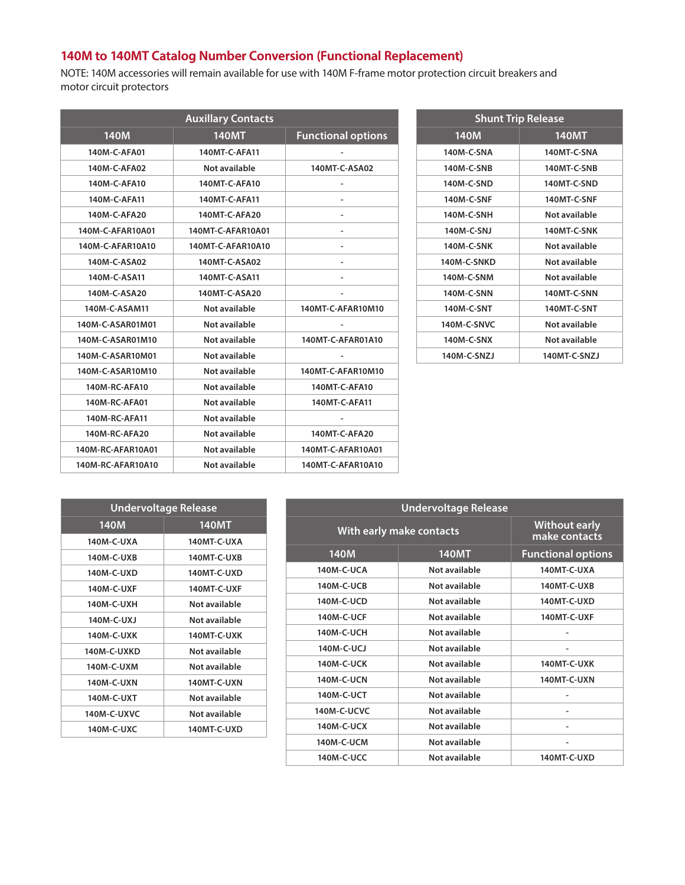## 140M to 140MT Catalog Number Conversion (Functional Replacement)

NOTE: 140M accessories will remain available for use with 140M F-frame motor protection circuit breakers and motor circuit protectors

| Auxillary Contacts | | |
|---|---|---|
| **140M** | **140MT** | **Functional options** |
| 140M-C-AFA01 | 140MT-C-AFA11 | - |
| 140M-C-AFA02 | Not available | 140MT-C-ASA02 |
| 140M-C-AFA10 | 140MT-C-AFA10 | - |
| 140M-C-AFA11 | 140MT-C-AFA11 | - |
| 140M-C-AFA20 | 140MT-C-AFA20 | - |
| 140M-C-AFAR10A01 | 140MT-C-AFAR10A01 | - |
| 140M-C-AFAR10A10 | 140MT-C-AFAR10A10 | - |
| 140M-C-ASA02 | 140MT-C-ASA02 | - |
| 140M-C-ASA11 | 140MT-C-ASA11 | - |
| 140M-C-ASA20 | 140MT-C-ASA20 | - |
| 140M-C-ASAM11 | Not available | 140MT-C-AFAR10M10 |
| 140M-C-ASAR01M01 | Not available | - |
| 140M-C-ASAR01M10 | Not available | 140MT-C-AFAR01A10 |
| 140M-C-ASAR10M01 | Not available | - |
| 140M-C-ASAR10M10 | Not available | 140MT-C-AFAR10M10 |
| 140M-RC-AFA10 | Not available | 140MT-C-AFA10 |
| 140M-RC-AFA01 | Not available | 140MT-C-AFA11 |
| 140M-RC-AFA11 | Not available | - |
| 140M-RC-AFA20 | Not available | 140MT-C-AFA20 |
| 140M-RC-AFAR10A01 | Not available | 140MT-C-AFAR10A01 |
| 140M-RC-AFAR10A10 | Not available | 140MT-C-AFAR10A10 |

| Shunt Trip Release | |
|---|---|
| **140M** | **140MT** |
| 140M-C-SNA | 140MT-C-SNA |
| 140M-C-SNB | 140MT-C-SNB |
| 140M-C-SND | 140MT-C-SND |
| 140M-C-SNF | 140MT-C-SNF |
| 140M-C-SNH | Not available |
| 140M-C-SNJ | 140MT-C-SNK |
| 140M-C-SNK | Not available |
| 140M-C-SNKD | Not available |
| 140M-C-SNM | Not available |
| 140M-C-SNN | 140MT-C-SNN |
| 140M-C-SNT | 140MT-C-SNT |
| 140M-C-SNVC | Not available |
| 140M-C-SNX | Not available |
| 140M-C-SNZJ | 140MT-C-SNZJ |

| Undervoltage Release | |
|---|---|
| **140M** | **140MT** |
| 140M-C-UXA | 140MT-C-UXA |
| 140M-C-UXB | 140MT-C-UXB |
| 140M-C-UXD | 140MT-C-UXD |
| 140M-C-UXF | 140MT-C-UXF |
| 140M-C-UXH | Not available |
| 140M-C-UXJ | Not available |
| 140M-C-UXK | 140MT-C-UXK |
| 140M-C-UXKD | Not available |
| 140M-C-UXM | Not available |
| 140M-C-UXN | 140MT-C-UXN |
| 140M-C-UXT | Not available |
| 140M-C-UXVC | Not available |
| 140M-C-UXC | 140MT-C-UXD |

| Undervoltage Release | | |
|---|---|---|
| With early make contacts | | Without early make contacts |
| **140M** | **140MT** | **Functional options** |
| 140M-C-UCA | Not available | 140MT-C-UXA |
| 140M-C-UCB | Not available | 140MT-C-UXB |
| 140M-C-UCD | Not available | 140MT-C-UXD |
| 140M-C-UCF | Not available | 140MT-C-UXF |
| 140M-C-UCH | Not available | - |
| 140M-C-UCJ | Not available | - |
| 140M-C-UCK | Not available | 140MT-C-UXK |
| 140M-C-UCN | Not available | 140MT-C-UXN |
| 140M-C-UCT | Not available | - |
| 140M-C-UCVC | Not available | - |
| 140M-C-UCX | Not available | - |
| 140M-C-UCM | Not available | - |
| 140M-C-UCC | Not available | 140MT-C-UXD |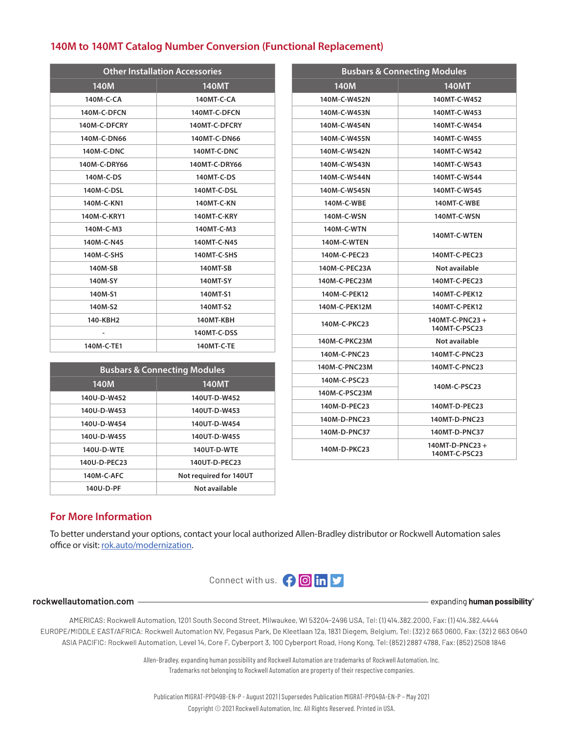## 140M to 140MT Catalog Number Conversion (Functional Replacement)

| Other Installation Accessories | |
|---|---|
| **140M** | **140MT** |
| 140M-C-CA | 140MT-C-CA |
| 140M-C-DFCN | 140MT-C-DFCN |
| 140M-C-DFCRY | 140MT-C-DFCRY |
| 140M-C-DN66 | 140MT-C-DN66 |
| 140M-C-DNC | 140MT-C-DNC |
| 140M-C-DRY66 | 140MT-C-DRY66 |
| 140M-C-DS | 140MT-C-DS |
| 140M-C-DSL | 140MT-C-DSL |
| 140M-C-KN1 | 140MT-C-KN |
| 140M-C-KRY1 | 140MT-C-KRY |
| 140M-C-M3 | 140MT-C-M3 |
| 140M-C-N45 | 140MT-C-N45 |
| 140M-C-SHS | 140MT-C-SHS |
| 140M-SB | 140MT-SB |
| 140M-SY | 140MT-SY |
| 140M-S1 | 140MT-S1 |
| 140M-S2 | 140MT-S2 |
| 140-KBH2 | 140MT-KBH |
| - | 140MT-C-DSS |
| 140M-C-TE1 | 140MT-C-TE |

| Busbars & Connecting Modules | |
|---|---|
| **140M** | **140MT** |
| 140U-D-W452 | 140UT-D-W452 |
| 140U-D-W453 | 140UT-D-W453 |
| 140U-D-W454 | 140UT-D-W454 |
| 140U-D-W455 | 140UT-D-W455 |
| 140U-D-WTE | 140UT-D-WTE |
| 140U-D-PEC23 | 140UT-D-PEC23 |
| 140M-C-AFC | Not required for 140UT |
| 140U-D-PF | Not available |

| Busbars & Connecting Modules | |
|---|---|
| **140M** | **140MT** |
| 140M-C-W452N | 140MT-C-W452 |
| 140M-C-W453N | 140MT-C-W453 |
| 140M-C-W454N | 140MT-C-W454 |
| 140M-C-W455N | 140MT-C-W455 |
| 140M-C-W542N | 140MT-C-W542 |
| 140M-C-W543N | 140MT-C-W543 |
| 140M-C-W544N | 140MT-C-W544 |
| 140M-C-W545N | 140MT-C-W545 |
| 140M-C-WBE | 140MT-C-WBE |
| 140M-C-WSN | 140MT-C-WSN |
| 140M-C-WTN | 140MT-C-WTEN |
| 140M-C-WTEN | 140MT-C-WTEN |
| 140M-C-PEC23 | 140MT-C-PEC23 |
| 140M-C-PEC23A | Not available |
| 140M-C-PEC23M | 140MT-C-PEC23 |
| 140M-C-PEK12 | 140MT-C-PEK12 |
| 140M-C-PEK12M | 140MT-C-PEK12 |
| 140M-C-PKC23 | 140MT-C-PNC23 + 140MT-C-PSC23 |
| 140M-C-PKC23M | Not available |
| 140M-C-PNC23 | 140MT-C-PNC23 |
| 140M-C-PNC23M | 140MT-C-PNC23 |
| 140M-C-PSC23 | 140M-C-PSC23 |
| 140M-C-PSC23M | 140M-C-PSC23 |
| 140M-D-PEC23 | 140MT-D-PEC23 |
| 140M-D-PNC23 | 140MT-D-PNC23 |
| 140M-D-PNC37 | 140MT-D-PNC37 |
| 140M-D-PKC23 | 140MT-D-PNC23 + 140MT-C-PSC23 |

## For More Information

To better understand your options, contact your local authorized Allen-Bradley distributor or Rockwell Automation sales office or visit: rok.auto/modernization.

Connect with us.

rockwellautomation.com — expanding **human possibility**®

AMERICAS: Rockwell Automation, 1201 South Second Street, Milwaukee, WI 53204-2496 USA, Tel: (1) 414.382.2000, Fax: (1) 414.382.4444
EUROPE/MIDDLE EAST/AFRICA: Rockwell Automation NV, Pegasus Park, De Kleetlaan 12a, 1831 Diegem, Belgium, Tel: (32) 2 663 0600, Fax: (32) 2 663 0640
ASIA PACIFIC: Rockwell Automation, Level 14, Core F, Cyberport 3, 100 Cyberport Road, Hong Kong, Tel: (852) 2887 4788, Fax: (852) 2508 1846

Allen-Bradley, expanding human possibility and Rockwell Automation are trademarks of Rockwell Automation, Inc.
Trademarks not belonging to Rockwell Automation are property of their respective companies.

Publication MIGRAT-PP049B-EN-P - August 2021 | Supersedes Publication MIGRAT-PP049A-EN-P – May 2021
Copyright © 2021 Rockwell Automation, Inc. All Rights Reserved. Printed in USA.